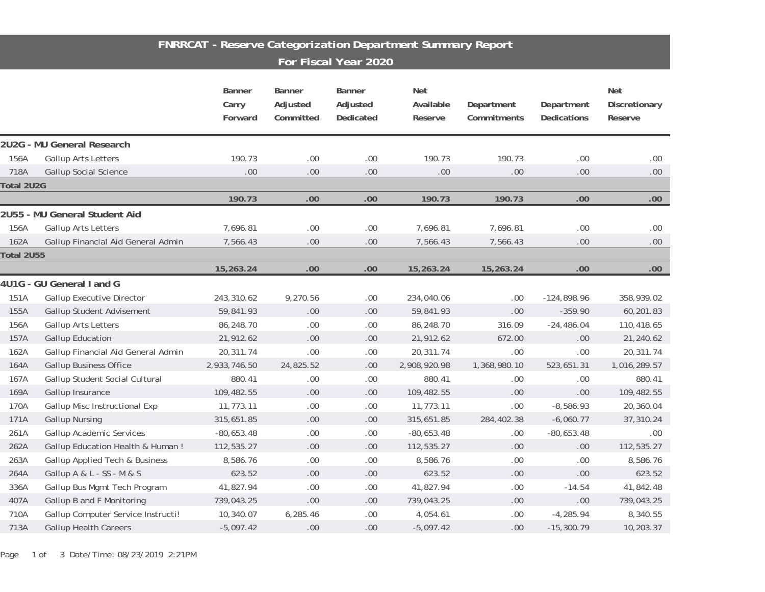# FNRRCAT - Reserve Categorization Department Summary Report

## For Fiscal Year 2020

| | | Banner Carry Forward | Banner Adjusted Committed | Banner Adjusted Dedicated | Net Available Reserve | Department Commitments | Department Dedications | Net Discretionary Reserve |
|---|---|---|---|---|---|---|---|---|
| **2U2G - MU General Research** | | | | | | | | |
| 156A | Gallup Arts Letters | 190.73 | .00 | .00 | 190.73 | 190.73 | .00 | .00 |
| 718A | Gallup Social Science | .00 | .00 | .00 | .00 | .00 | .00 | .00 |
| **Total 2U2G** | | **190.73** | **.00** | **.00** | **190.73** | **190.73** | **.00** | **.00** |
| **2U55 - MU General Student Aid** | | | | | | | | |
| 156A | Gallup Arts Letters | 7,696.81 | .00 | .00 | 7,696.81 | 7,696.81 | .00 | .00 |
| 162A | Gallup Financial Aid General Admin | 7,566.43 | .00 | .00 | 7,566.43 | 7,566.43 | .00 | .00 |
| **Total 2U55** | | **15,263.24** | **.00** | **.00** | **15,263.24** | **15,263.24** | **.00** | **.00** |
| **4U1G - GU General I and G** | | | | | | | | |
| 151A | Gallup Executive Director | 243,310.62 | 9,270.56 | .00 | 234,040.06 | .00 | -124,898.96 | 358,939.02 |
| 155A | Gallup Student Advisement | 59,841.93 | .00 | .00 | 59,841.93 | .00 | -359.90 | 60,201.83 |
| 156A | Gallup Arts Letters | 86,248.70 | .00 | .00 | 86,248.70 | 316.09 | -24,486.04 | 110,418.65 |
| 157A | Gallup Education | 21,912.62 | .00 | .00 | 21,912.62 | 672.00 | .00 | 21,240.62 |
| 162A | Gallup Financial Aid General Admin | 20,311.74 | .00 | .00 | 20,311.74 | .00 | .00 | 20,311.74 |
| 164A | Gallup Business Office | 2,933,746.50 | 24,825.52 | .00 | 2,908,920.98 | 1,368,980.10 | 523,651.31 | 1,016,289.57 |
| 167A | Gallup Student Social Cultural | 880.41 | .00 | .00 | 880.41 | .00 | .00 | 880.41 |
| 169A | Gallup Insurance | 109,482.55 | .00 | .00 | 109,482.55 | .00 | .00 | 109,482.55 |
| 170A | Gallup Misc Instructional Exp | 11,773.11 | .00 | .00 | 11,773.11 | .00 | -8,586.93 | 20,360.04 |
| 171A | Gallup Nursing | 315,651.85 | .00 | .00 | 315,651.85 | 284,402.38 | -6,060.77 | 37,310.24 |
| 261A | Gallup Academic Services | -80,653.48 | .00 | .00 | -80,653.48 | .00 | -80,653.48 | .00 |
| 262A | Gallup Education Health & Human ! | 112,535.27 | .00 | .00 | 112,535.27 | .00 | .00 | 112,535.27 |
| 263A | Gallup Applied Tech & Business | 8,586.76 | .00 | .00 | 8,586.76 | .00 | .00 | 8,586.76 |
| 264A | Gallup A & L - SS - M & S | 623.52 | .00 | .00 | 623.52 | .00 | .00 | 623.52 |
| 336A | Gallup Bus Mgmt Tech Program | 41,827.94 | .00 | .00 | 41,827.94 | .00 | -14.54 | 41,842.48 |
| 407A | Gallup B and F Monitoring | 739,043.25 | .00 | .00 | 739,043.25 | .00 | .00 | 739,043.25 |
| 710A | Gallup Computer Service Instructi! | 10,340.07 | 6,285.46 | .00 | 4,054.61 | .00 | -4,285.94 | 8,340.55 |
| 713A | Gallup Health Careers | -5,097.42 | .00 | .00 | -5,097.42 | .00 | -15,300.79 | 10,203.37 |

Date/Time: 08/23/2019 2:21PM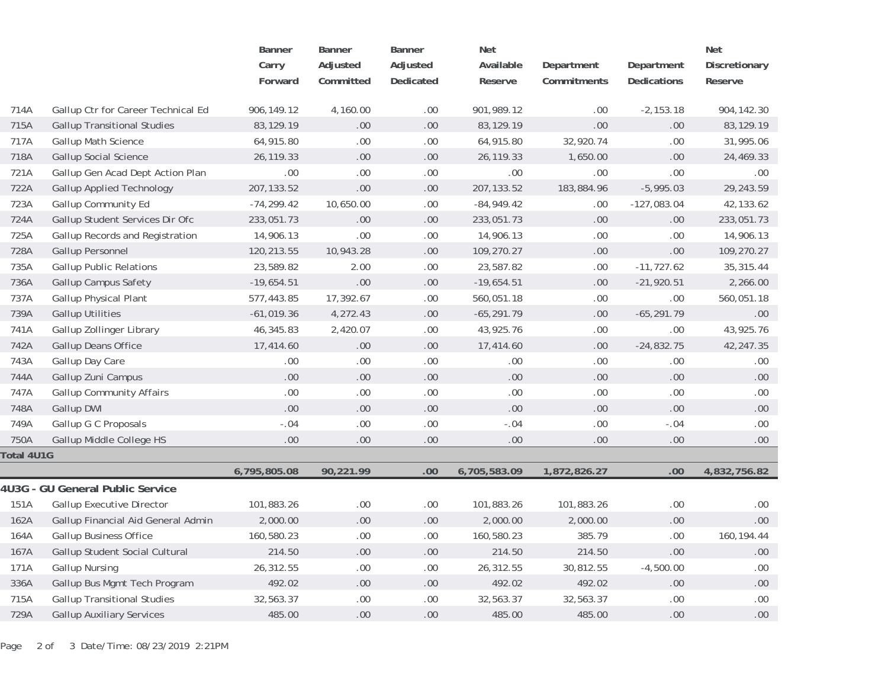| | | Banner Carry Forward | Banner Adjusted Committed | Banner Adjusted Dedicated | Net Available Reserve | Department Commitments | Department Dedications | Net Discretionary Reserve |
|---|---|---|---|---|---|---|---|---|
| 714A | Gallup Ctr for Career Technical Ed | 906,149.12 | 4,160.00 | .00 | 901,989.12 | .00 | -2,153.18 | 904,142.30 |
| 715A | Gallup Transitional Studies | 83,129.19 | .00 | .00 | 83,129.19 | .00 | .00 | 83,129.19 |
| 717A | Gallup Math Science | 64,915.80 | .00 | .00 | 64,915.80 | 32,920.74 | .00 | 31,995.06 |
| 718A | Gallup Social Science | 26,119.33 | .00 | .00 | 26,119.33 | 1,650.00 | .00 | 24,469.33 |
| 721A | Gallup Gen Acad Dept Action Plan | .00 | .00 | .00 | .00 | .00 | .00 | .00 |
| 722A | Gallup Applied Technology | 207,133.52 | .00 | .00 | 207,133.52 | 183,884.96 | -5,995.03 | 29,243.59 |
| 723A | Gallup Community Ed | -74,299.42 | 10,650.00 | .00 | -84,949.42 | .00 | -127,083.04 | 42,133.62 |
| 724A | Gallup Student Services Dir Ofc | 233,051.73 | .00 | .00 | 233,051.73 | .00 | .00 | 233,051.73 |
| 725A | Gallup Records and Registration | 14,906.13 | .00 | .00 | 14,906.13 | .00 | .00 | 14,906.13 |
| 728A | Gallup Personnel | 120,213.55 | 10,943.28 | .00 | 109,270.27 | .00 | .00 | 109,270.27 |
| 735A | Gallup Public Relations | 23,589.82 | 2.00 | .00 | 23,587.82 | .00 | -11,727.62 | 35,315.44 |
| 736A | Gallup Campus Safety | -19,654.51 | .00 | .00 | -19,654.51 | .00 | -21,920.51 | 2,266.00 |
| 737A | Gallup Physical Plant | 577,443.85 | 17,392.67 | .00 | 560,051.18 | .00 | .00 | 560,051.18 |
| 739A | Gallup Utilities | -61,019.36 | 4,272.43 | .00 | -65,291.79 | .00 | -65,291.79 | .00 |
| 741A | Gallup Zollinger Library | 46,345.83 | 2,420.07 | .00 | 43,925.76 | .00 | .00 | 43,925.76 |
| 742A | Gallup Deans Office | 17,414.60 | .00 | .00 | 17,414.60 | .00 | -24,832.75 | 42,247.35 |
| 743A | Gallup Day Care | .00 | .00 | .00 | .00 | .00 | .00 | .00 |
| 744A | Gallup Zuni Campus | .00 | .00 | .00 | .00 | .00 | .00 | .00 |
| 747A | Gallup Community Affairs | .00 | .00 | .00 | .00 | .00 | .00 | .00 |
| 748A | Gallup DWI | .00 | .00 | .00 | .00 | .00 | .00 | .00 |
| 749A | Gallup G C Proposals | -.04 | .00 | .00 | -.04 | .00 | -.04 | .00 |
| 750A | Gallup Middle College HS | .00 | .00 | .00 | .00 | .00 | .00 | .00 |
| **Total 4U1G** | | **6,795,805.08** | **90,221.99** | **.00** | **6,705,583.09** | **1,872,826.27** | **.00** | **4,832,756.82** |

## 4U3G - GU General Public Service

| | | Banner Carry Forward | Banner Adjusted Committed | Banner Adjusted Dedicated | Net Available Reserve | Department Commitments | Department Dedications | Net Discretionary Reserve |
|---|---|---|---|---|---|---|---|---|
| 151A | Gallup Executive Director | 101,883.26 | .00 | .00 | 101,883.26 | 101,883.26 | .00 | .00 |
| 162A | Gallup Financial Aid General Admin | 2,000.00 | .00 | .00 | 2,000.00 | 2,000.00 | .00 | .00 |
| 164A | Gallup Business Office | 160,580.23 | .00 | .00 | 160,580.23 | 385.79 | .00 | 160,194.44 |
| 167A | Gallup Student Social Cultural | 214.50 | .00 | .00 | 214.50 | 214.50 | .00 | .00 |
| 171A | Gallup Nursing | 26,312.55 | .00 | .00 | 26,312.55 | 30,812.55 | -4,500.00 | .00 |
| 336A | Gallup Bus Mgmt Tech Program | 492.02 | .00 | .00 | 492.02 | 492.02 | .00 | .00 |
| 715A | Gallup Transitional Studies | 32,563.37 | .00 | .00 | 32,563.37 | 32,563.37 | .00 | .00 |
| 729A | Gallup Auxiliary Services | 485.00 | .00 | .00 | 485.00 | 485.00 | .00 | .00 |

Date/Time: 08/23/2019 2:21PM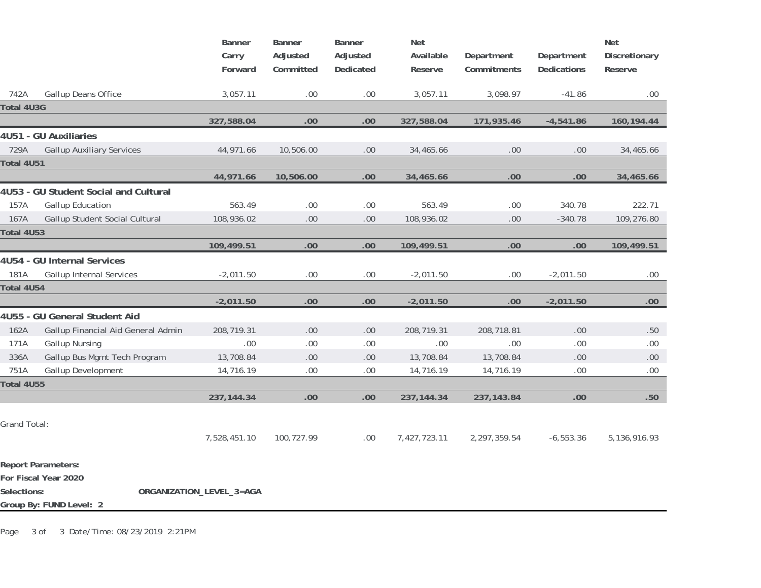| | | Banner Carry Forward | Banner Adjusted Committed | Banner Adjusted Dedicated | Net Available Reserve | Department Commitments | Department Dedications | Net Discretionary Reserve |
|---|---|---|---|---|---|---|---|---|
| 742A | Gallup Deans Office | 3,057.11 | .00 | .00 | 3,057.11 | 3,098.97 | -41.86 | .00 |
| **Total 4U3G** | | | | | | | | |
| | | **327,588.04** | **.00** | **.00** | **327,588.04** | **171,935.46** | **-4,541.86** | **160,194.44** |
| **4U51 - GU Auxiliaries** | | | | | | | | |
| 729A | Gallup Auxiliary Services | 44,971.66 | 10,506.00 | .00 | 34,465.66 | .00 | .00 | 34,465.66 |
| **Total 4U51** | | | | | | | | |
| | | **44,971.66** | **10,506.00** | **.00** | **34,465.66** | **.00** | **.00** | **34,465.66** |
| **4U53 - GU Student Social and Cultural** | | | | | | | | |
| 157A | Gallup Education | 563.49 | .00 | .00 | 563.49 | .00 | 340.78 | 222.71 |
| 167A | Gallup Student Social Cultural | 108,936.02 | .00 | .00 | 108,936.02 | .00 | -340.78 | 109,276.80 |
| **Total 4U53** | | | | | | | | |
| | | **109,499.51** | **.00** | **.00** | **109,499.51** | **.00** | **.00** | **109,499.51** |
| **4U54 - GU Internal Services** | | | | | | | | |
| 181A | Gallup Internal Services | -2,011.50 | .00 | .00 | -2,011.50 | .00 | -2,011.50 | .00 |
| **Total 4U54** | | | | | | | | |
| | | **-2,011.50** | **.00** | **.00** | **-2,011.50** | **.00** | **-2,011.50** | **.00** |
| **4U55 - GU General Student Aid** | | | | | | | | |
| 162A | Gallup Financial Aid General Admin | 208,719.31 | .00 | .00 | 208,719.31 | 208,718.81 | .00 | .50 |
| 171A | Gallup Nursing | .00 | .00 | .00 | .00 | .00 | .00 | .00 |
| 336A | Gallup Bus Mgmt Tech Program | 13,708.84 | .00 | .00 | 13,708.84 | 13,708.84 | .00 | .00 |
| 751A | Gallup Development | 14,716.19 | .00 | .00 | 14,716.19 | 14,716.19 | .00 | .00 |
| **Total 4U55** | | | | | | | | |
| | | **237,144.34** | **.00** | **.00** | **237,144.34** | **237,143.84** | **.00** | **.50** |
| Grand Total: | | 7,528,451.10 | 100,727.99 | .00 | 7,427,723.11 | 2,297,359.54 | -6,553.36 | 5,136,916.93 |

**Report Parameters:**

**For Fiscal Year 2020**

**Selections:** **ORGANIZATION_LEVEL_3=AGA**

**Group By: FUND Level: 2**

Date/Time: 08/23/2019 2:21PM